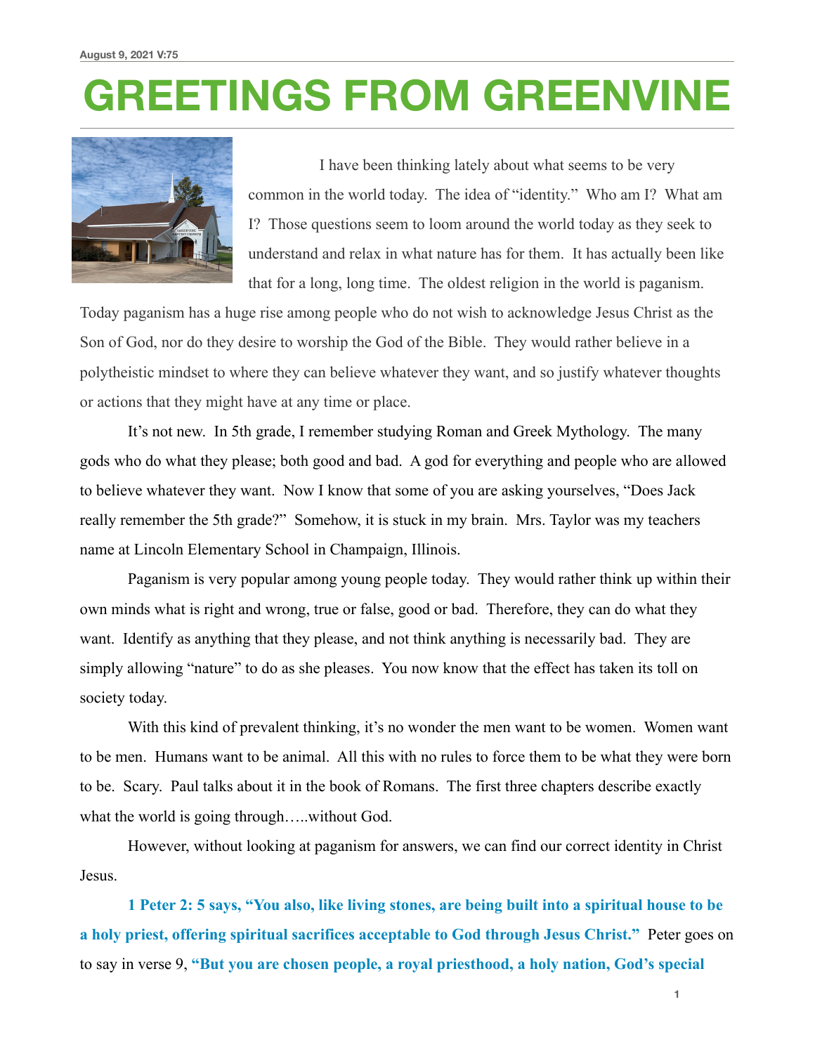August 9, 2021 V:75

# GREETINGS FROM GREENVINE

I have been thinking lately about what seems to be very common in the world today. The idea of "identity." Who am I? What am I? Those questions seem to loom around the world today as they seek to understand and relax in what nature has for them. It has actually been like that for a long, long time. The oldest religion in the world is paganism. Today paganism has a huge rise among people who do not wish to acknowledge Jesus Christ as the Son of God, nor do they desire to worship the God of the Bible. They would rather believe in a polytheistic mindset to where they can believe whatever they want, and so justify whatever thoughts or actions that they might have at any time or place.

It's not new. In 5th grade, I remember studying Roman and Greek Mythology. The many gods who do what they please; both good and bad. A god for everything and people who are allowed to believe whatever they want. Now I know that some of you are asking yourselves, "Does Jack really remember the 5th grade?" Somehow, it is stuck in my brain. Mrs. Taylor was my teachers name at Lincoln Elementary School in Champaign, Illinois.

Paganism is very popular among young people today. They would rather think up within their own minds what is right and wrong, true or false, good or bad. Therefore, they can do what they want. Identify as anything that they please, and not think anything is necessarily bad. They are simply allowing "nature" to do as she pleases. You now know that the effect has taken its toll on society today.

With this kind of prevalent thinking, it's no wonder the men want to be women. Women want to be men. Humans want to be animal. All this with no rules to force them to be what they were born to be. Scary. Paul talks about it in the book of Romans. The first three chapters describe exactly what the world is going through…..without God.

However, without looking at paganism for answers, we can find our correct identity in Christ Jesus.

**1 Peter 2: 5 says, "You also, like living stones, are being built into a spiritual house to be a holy priest, offering spiritual sacrifices acceptable to God through Jesus Christ."** Peter goes on to say in verse 9, **"But you are chosen people, a royal priesthood, a holy nation, God's special**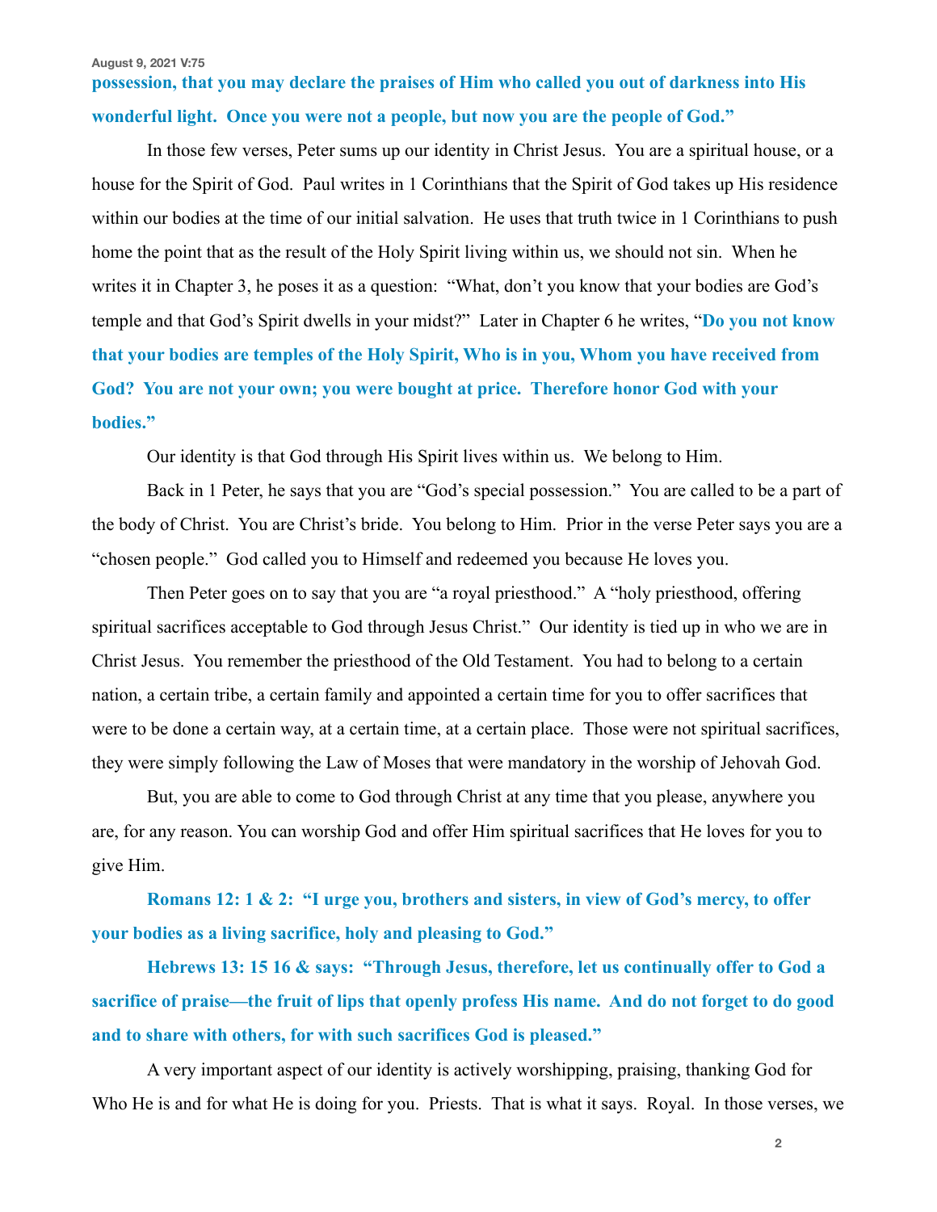**possession, that you may declare the praises of Him who called you out of darkness into His wonderful light. Once you were not a people, but now you are the people of God."**

In those few verses, Peter sums up our identity in Christ Jesus. You are a spiritual house, or a house for the Spirit of God. Paul writes in 1 Corinthians that the Spirit of God takes up His residence within our bodies at the time of our initial salvation. He uses that truth twice in 1 Corinthians to push home the point that as the result of the Holy Spirit living within us, we should not sin. When he writes it in Chapter 3, he poses it as a question: "What, don't you know that your bodies are God's temple and that God's Spirit dwells in your midst?" Later in Chapter 6 he writes, "**Do you not know that your bodies are temples of the Holy Spirit, Who is in you, Whom you have received from God? You are not your own; you were bought at price. Therefore honor God with your bodies."**

Our identity is that God through His Spirit lives within us. We belong to Him.

Back in 1 Peter, he says that you are "God's special possession." You are called to be a part of the body of Christ. You are Christ's bride. You belong to Him. Prior in the verse Peter says you are a "chosen people." God called you to Himself and redeemed you because He loves you.

Then Peter goes on to say that you are "a royal priesthood." A "holy priesthood, offering spiritual sacrifices acceptable to God through Jesus Christ." Our identity is tied up in who we are in Christ Jesus. You remember the priesthood of the Old Testament. You had to belong to a certain nation, a certain tribe, a certain family and appointed a certain time for you to offer sacrifices that were to be done a certain way, at a certain time, at a certain place. Those were not spiritual sacrifices, they were simply following the Law of Moses that were mandatory in the worship of Jehovah God.

But, you are able to come to God through Christ at any time that you please, anywhere you are, for any reason. You can worship God and offer Him spiritual sacrifices that He loves for you to give Him.

**Romans 12: 1 & 2: "I urge you, brothers and sisters, in view of God's mercy, to offer your bodies as a living sacrifice, holy and pleasing to God."**

**Hebrews 13: 15 16 & says: "Through Jesus, therefore, let us continually offer to God a sacrifice of praise—the fruit of lips that openly profess His name. And do not forget to do good and to share with others, for with such sacrifices God is pleased."**

A very important aspect of our identity is actively worshipping, praising, thanking God for Who He is and for what He is doing for you. Priests. That is what it says. Royal. In those verses, we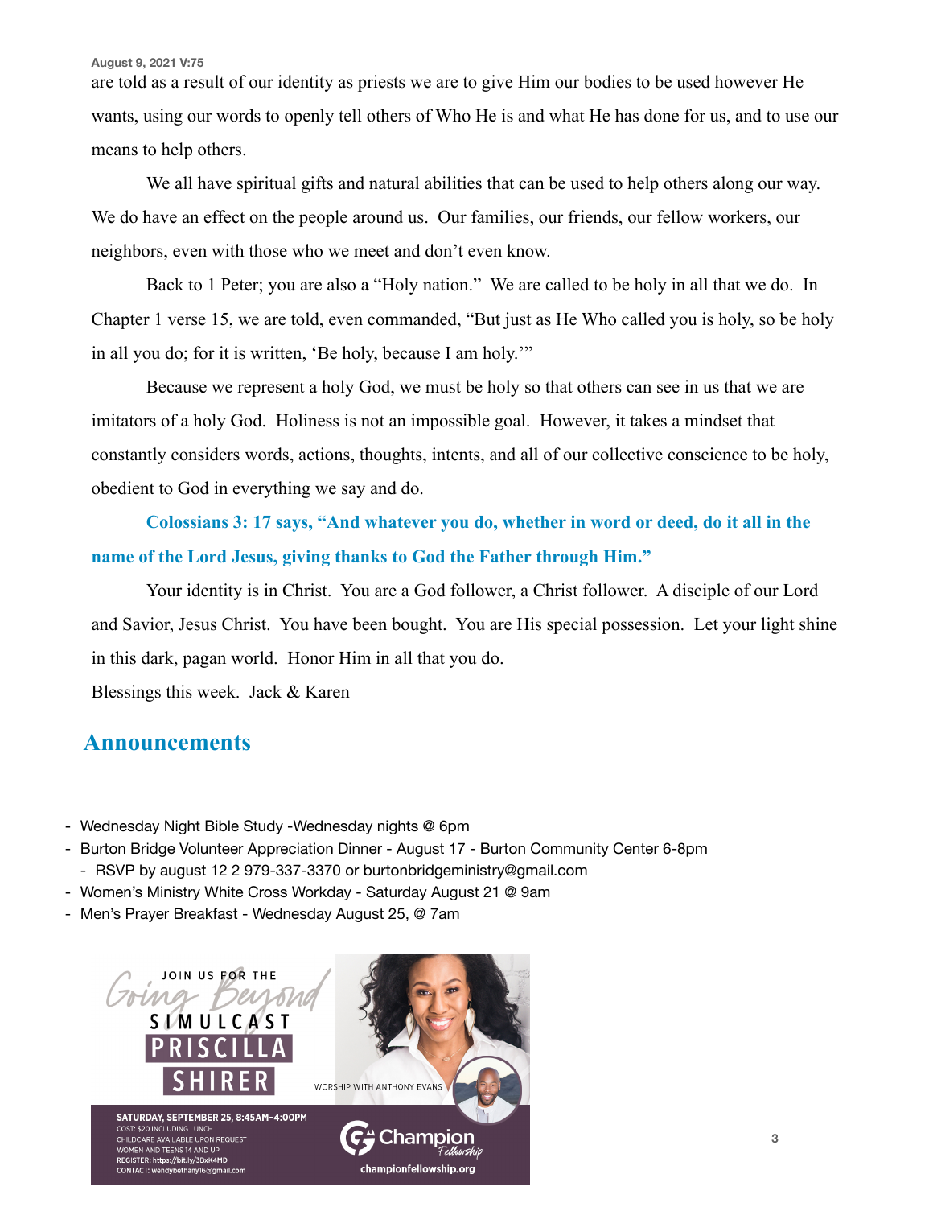are told as a result of our identity as priests we are to give Him our bodies to be used however He wants, using our words to openly tell others of Who He is and what He has done for us, and to use our means to help others.

We all have spiritual gifts and natural abilities that can be used to help others along our way. We do have an effect on the people around us. Our families, our friends, our fellow workers, our neighbors, even with those who we meet and don't even know.

Back to 1 Peter; you are also a "Holy nation." We are called to be holy in all that we do. In Chapter 1 verse 15, we are told, even commanded, "But just as He Who called you is holy, so be holy in all you do; for it is written, 'Be holy, because I am holy.'"

Because we represent a holy God, we must be holy so that others can see in us that we are imitators of a holy God. Holiness is not an impossible goal. However, it takes a mindset that constantly considers words, actions, thoughts, intents, and all of our collective conscience to be holy, obedient to God in everything we say and do.

**Colossians 3: 17 says, "And whatever you do, whether in word or deed, do it all in the name of the Lord Jesus, giving thanks to God the Father through Him."**

Your identity is in Christ. You are a God follower, a Christ follower. A disciple of our Lord and Savior, Jesus Christ. You have been bought. You are His special possession. Let your light shine in this dark, pagan world. Honor Him in all that you do.

Blessings this week. Jack & Karen

## Announcements

- Wednesday Night Bible Study -Wednesday nights @ 6pm
- Burton Bridge Volunteer Appreciation Dinner - August 17 - Burton Community Center 6-8pm
  - RSVP by august 12 2 979-337-3370 or burtonbridgeministry@gmail.com
- Women's Ministry White Cross Workday - Saturday August 21 @ 9am
- Men's Prayer Breakfast - Wednesday August 25, @ 7am

JOIN US FOR THE *Going Beyond* SIMULCAST PRISCILLA SHIRER

WORSHIP WITH ANTHONY EVANS

SATURDAY, SEPTEMBER 25, 8:45AM–4:00PM
COST: $20 INCLUDING LUNCH
CHILDCARE AVAILABLE UPON REQUEST
WOMEN AND TEENS 14 AND UP
REGISTER: https://bit.ly/38xK4MD
CONTACT: wendybethany16@gmail.com

Champion Fellowship
championfellowship.org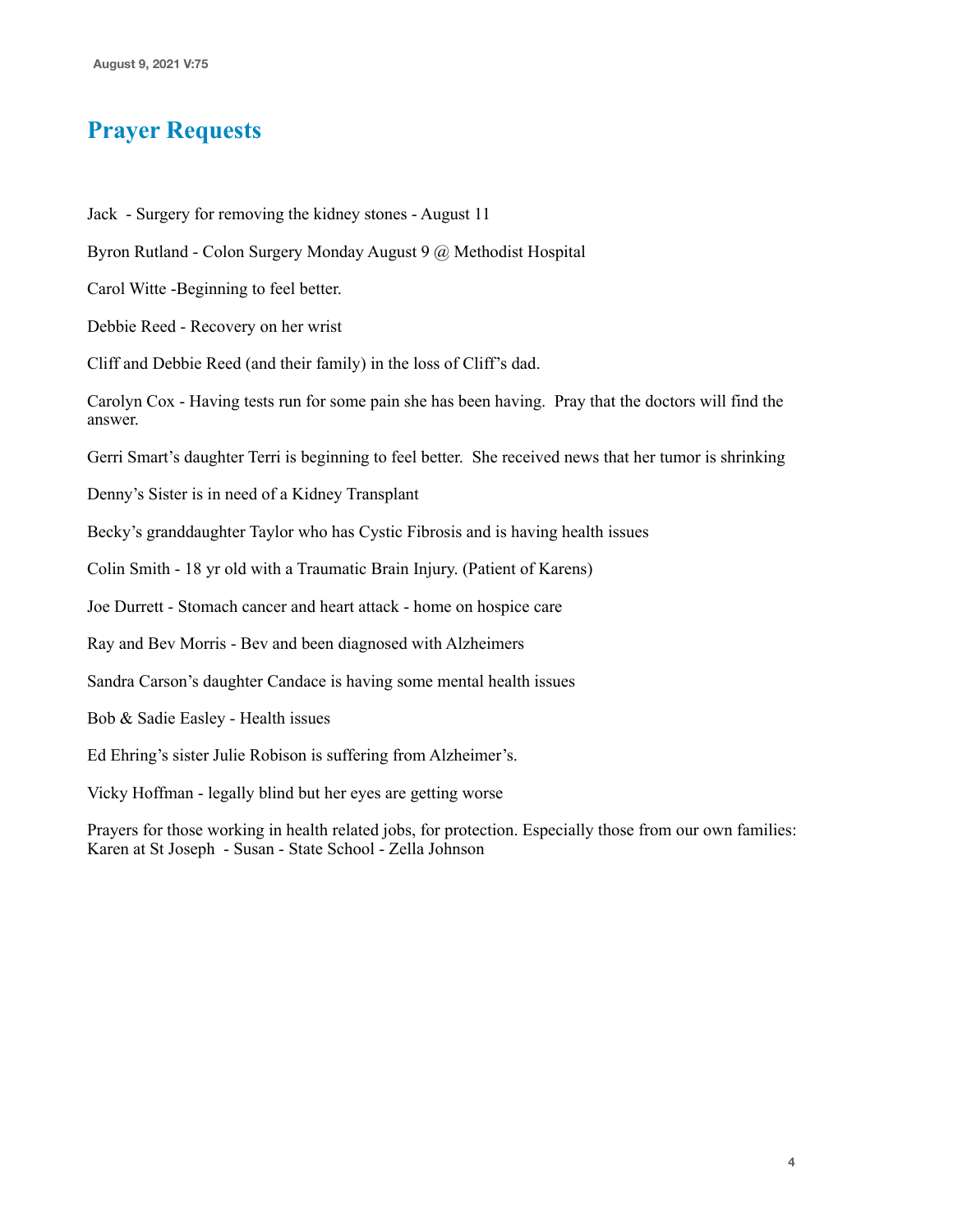# Prayer Requests

Jack - Surgery for removing the kidney stones - August 11

Byron Rutland - Colon Surgery Monday August 9 @ Methodist Hospital

Carol Witte -Beginning to feel better.

Debbie Reed - Recovery on her wrist

Cliff and Debbie Reed (and their family) in the loss of Cliff's dad.

Carolyn Cox - Having tests run for some pain she has been having. Pray that the doctors will find the answer.

Gerri Smart's daughter Terri is beginning to feel better. She received news that her tumor is shrinking

Denny's Sister is in need of a Kidney Transplant

Becky's granddaughter Taylor who has Cystic Fibrosis and is having health issues

Colin Smith - 18 yr old with a Traumatic Brain Injury. (Patient of Karens)

Joe Durrett - Stomach cancer and heart attack - home on hospice care

Ray and Bev Morris - Bev and been diagnosed with Alzheimers

Sandra Carson's daughter Candace is having some mental health issues

Bob & Sadie Easley - Health issues

Ed Ehring's sister Julie Robison is suffering from Alzheimer's.

Vicky Hoffman - legally blind but her eyes are getting worse

Prayers for those working in health related jobs, for protection. Especially those from our own families: Karen at St Joseph - Susan - State School - Zella Johnson